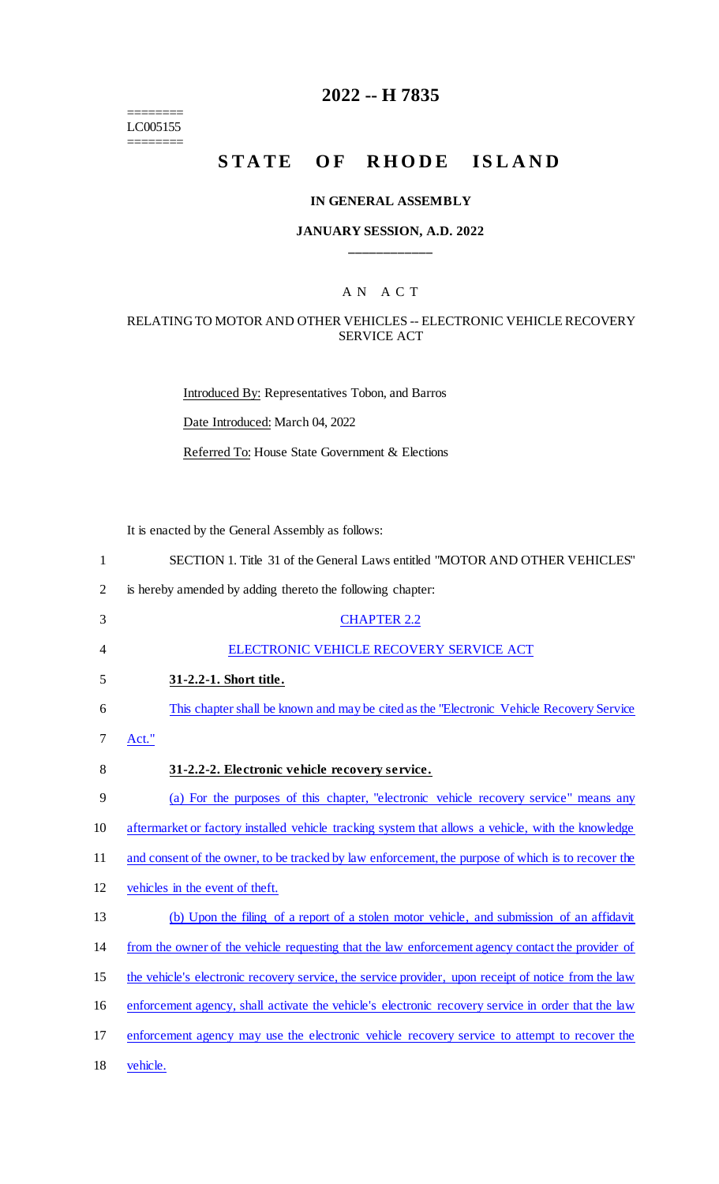========
LC005155
========

# 2022 -- H 7835

# STATE OF RHODE ISLAND

### IN GENERAL ASSEMBLY

### JANUARY SESSION, A.D. 2022

## A N A C T

### RELATING TO MOTOR AND OTHER VEHICLES -- ELECTRONIC VEHICLE RECOVERY SERVICE ACT

Introduced By: Representatives Tobon, and Barros

Date Introduced: March 04, 2022

Referred To: House State Government & Elections

It is enacted by the General Assembly as follows:

SECTION 1. Title 31 of the General Laws entitled "MOTOR AND OTHER VEHICLES" is hereby amended by adding thereto the following chapter:

CHAPTER 2.2

ELECTRONIC VEHICLE RECOVERY SERVICE ACT

**31-2.2-1. Short title.**

This chapter shall be known and may be cited as the "Electronic Vehicle Recovery Service Act."

**31-2.2-2. Electronic vehicle recovery service.**

(a) For the purposes of this chapter, "electronic vehicle recovery service" means any aftermarket or factory installed vehicle tracking system that allows a vehicle, with the knowledge and consent of the owner, to be tracked by law enforcement, the purpose of which is to recover the vehicles in the event of theft.

(b) Upon the filing of a report of a stolen motor vehicle, and submission of an affidavit from the owner of the vehicle requesting that the law enforcement agency contact the provider of the vehicle's electronic recovery service, the service provider, upon receipt of notice from the law enforcement agency, shall activate the vehicle's electronic recovery service in order that the law enforcement agency may use the electronic vehicle recovery service to attempt to recover the vehicle.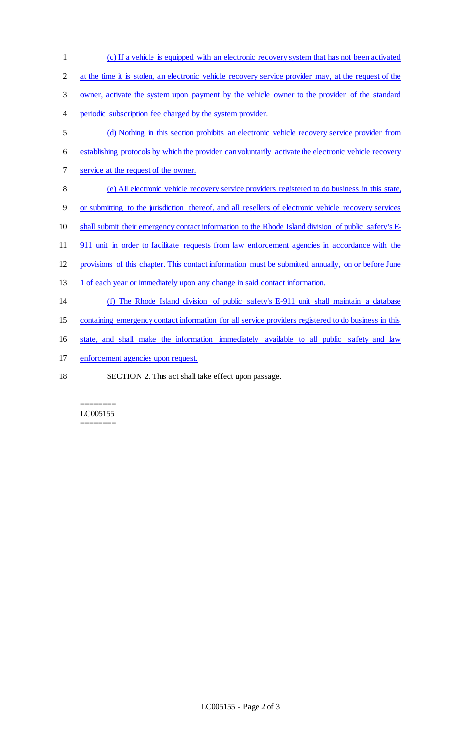(c) If a vehicle is equipped with an electronic recovery system that has not been activated at the time it is stolen, an electronic vehicle recovery service provider may, at the request of the owner, activate the system upon payment by the vehicle owner to the provider of the standard periodic subscription fee charged by the system provider.

(d) Nothing in this section prohibits an electronic vehicle recovery service provider from establishing protocols by which the provider can voluntarily activate the electronic vehicle recovery service at the request of the owner.

(e) All electronic vehicle recovery service providers registered to do business in this state, or submitting to the jurisdiction thereof, and all resellers of electronic vehicle recovery services shall submit their emergency contact information to the Rhode Island division of public safety's E-911 unit in order to facilitate requests from law enforcement agencies in accordance with the provisions of this chapter. This contact information must be submitted annually, on or before June 1 of each year or immediately upon any change in said contact information.

(f) The Rhode Island division of public safety's E-911 unit shall maintain a database containing emergency contact information for all service providers registered to do business in this state, and shall make the information immediately available to all public safety and law enforcement agencies upon request.

SECTION 2. This act shall take effect upon passage.

========
LC005155
========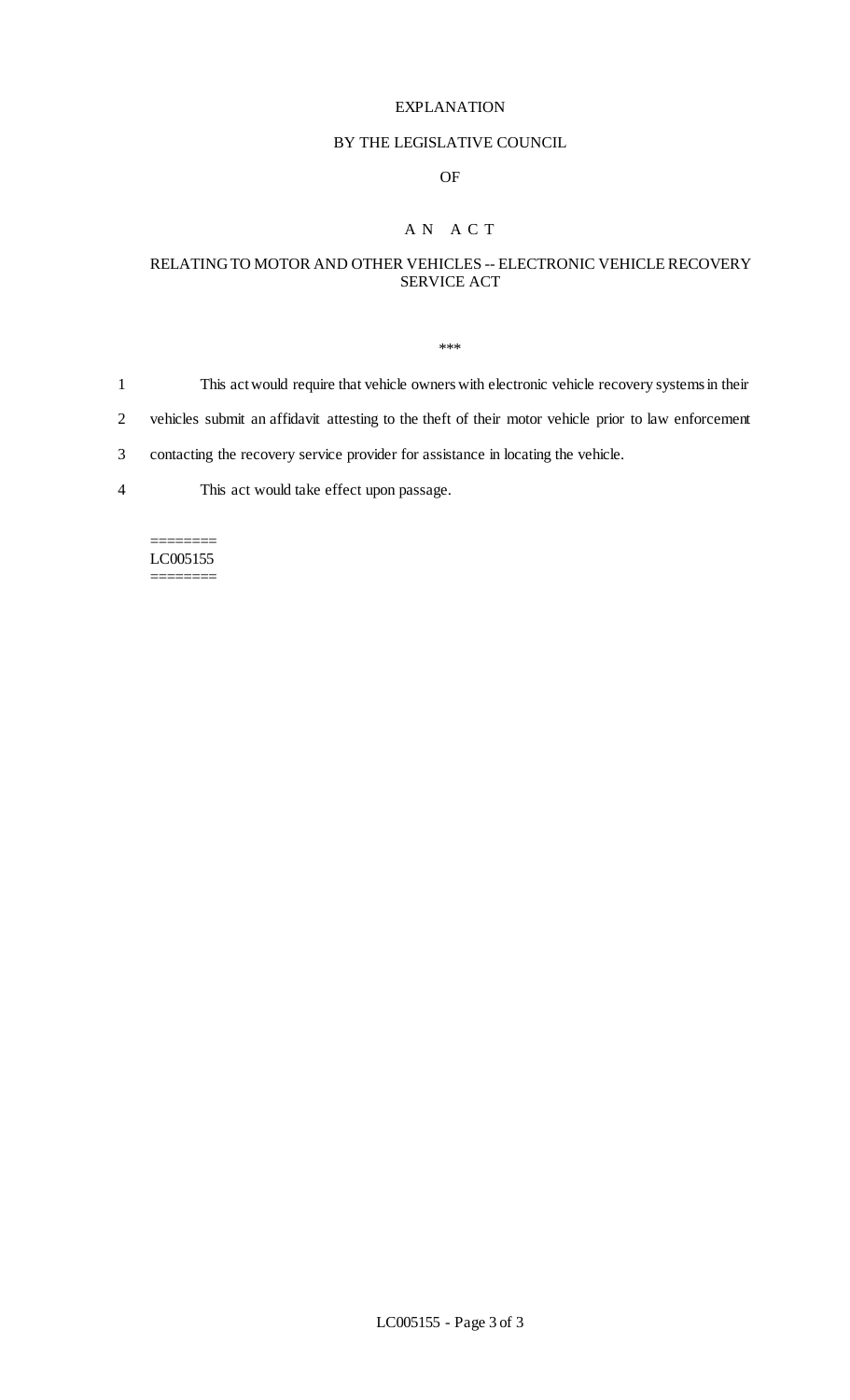EXPLANATION

BY THE LEGISLATIVE COUNCIL

OF

A N A C T

RELATING TO MOTOR AND OTHER VEHICLES -- ELECTRONIC VEHICLE RECOVERY SERVICE ACT

***

This act would require that vehicle owners with electronic vehicle recovery systems in their vehicles submit an affidavit attesting to the theft of their motor vehicle prior to law enforcement contacting the recovery service provider for assistance in locating the vehicle.

This act would take effect upon passage.

========
LC005155
========